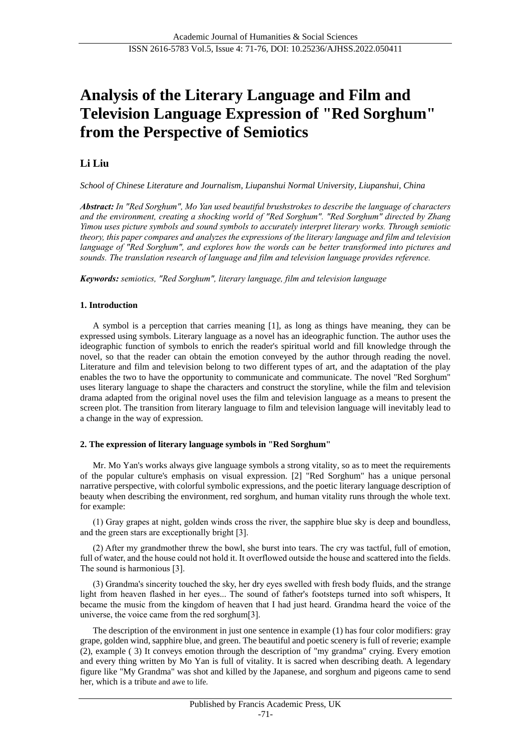# Analysis of the Literary Language and Film and Television Language Expression of "Red Sorghum" from the Perspective of Semiotics

**Li Liu**

*School of Chinese Literature and Journalism, Liupanshui Normal University, Liupanshui, China*

***Abstract:*** *In "Red Sorghum", Mo Yan used beautiful brushstrokes to describe the language of characters and the environment, creating a shocking world of "Red Sorghum". "Red Sorghum" directed by Zhang Yimou uses picture symbols and sound symbols to accurately interpret literary works. Through semiotic theory, this paper compares and analyzes the expressions of the literary language and film and television language of "Red Sorghum", and explores how the words can be better transformed into pictures and sounds. The translation research of language and film and television language provides reference.*

***Keywords:*** *semiotics, "Red Sorghum", literary language, film and television language*

## 1. Introduction

A symbol is a perception that carries meaning [1], as long as things have meaning, they can be expressed using symbols. Literary language as a novel has an ideographic function. The author uses the ideographic function of symbols to enrich the reader's spiritual world and fill knowledge through the novel, so that the reader can obtain the emotion conveyed by the author through reading the novel. Literature and film and television belong to two different types of art, and the adaptation of the play enables the two to have the opportunity to communicate and communicate. The novel "Red Sorghum" uses literary language to shape the characters and construct the storyline, while the film and television drama adapted from the original novel uses the film and television language as a means to present the screen plot. The transition from literary language to film and television language will inevitably lead to a change in the way of expression.

## 2. The expression of literary language symbols in "Red Sorghum"

Mr. Mo Yan's works always give language symbols a strong vitality, so as to meet the requirements of the popular culture's emphasis on visual expression. [2] "Red Sorghum" has a unique personal narrative perspective, with colorful symbolic expressions, and the poetic literary language description of beauty when describing the environment, red sorghum, and human vitality runs through the whole text. for example:

(1) Gray grapes at night, golden winds cross the river, the sapphire blue sky is deep and boundless, and the green stars are exceptionally bright [3].

(2) After my grandmother threw the bowl, she burst into tears. The cry was tactful, full of emotion, full of water, and the house could not hold it. It overflowed outside the house and scattered into the fields. The sound is harmonious [3].

(3) Grandma's sincerity touched the sky, her dry eyes swelled with fresh body fluids, and the strange light from heaven flashed in her eyes... The sound of father's footsteps turned into soft whispers, It became the music from the kingdom of heaven that I had just heard. Grandma heard the voice of the universe, the voice came from the red sorghum[3].

The description of the environment in just one sentence in example (1) has four color modifiers: gray grape, golden wind, sapphire blue, and green. The beautiful and poetic scenery is full of reverie; example (2), example ( 3) It conveys emotion through the description of "my grandma" crying. Every emotion and every thing written by Mo Yan is full of vitality. It is sacred when describing death. A legendary figure like "My Grandma" was shot and killed by the Japanese, and sorghum and pigeons came to send her, which is a tribute and awe to life.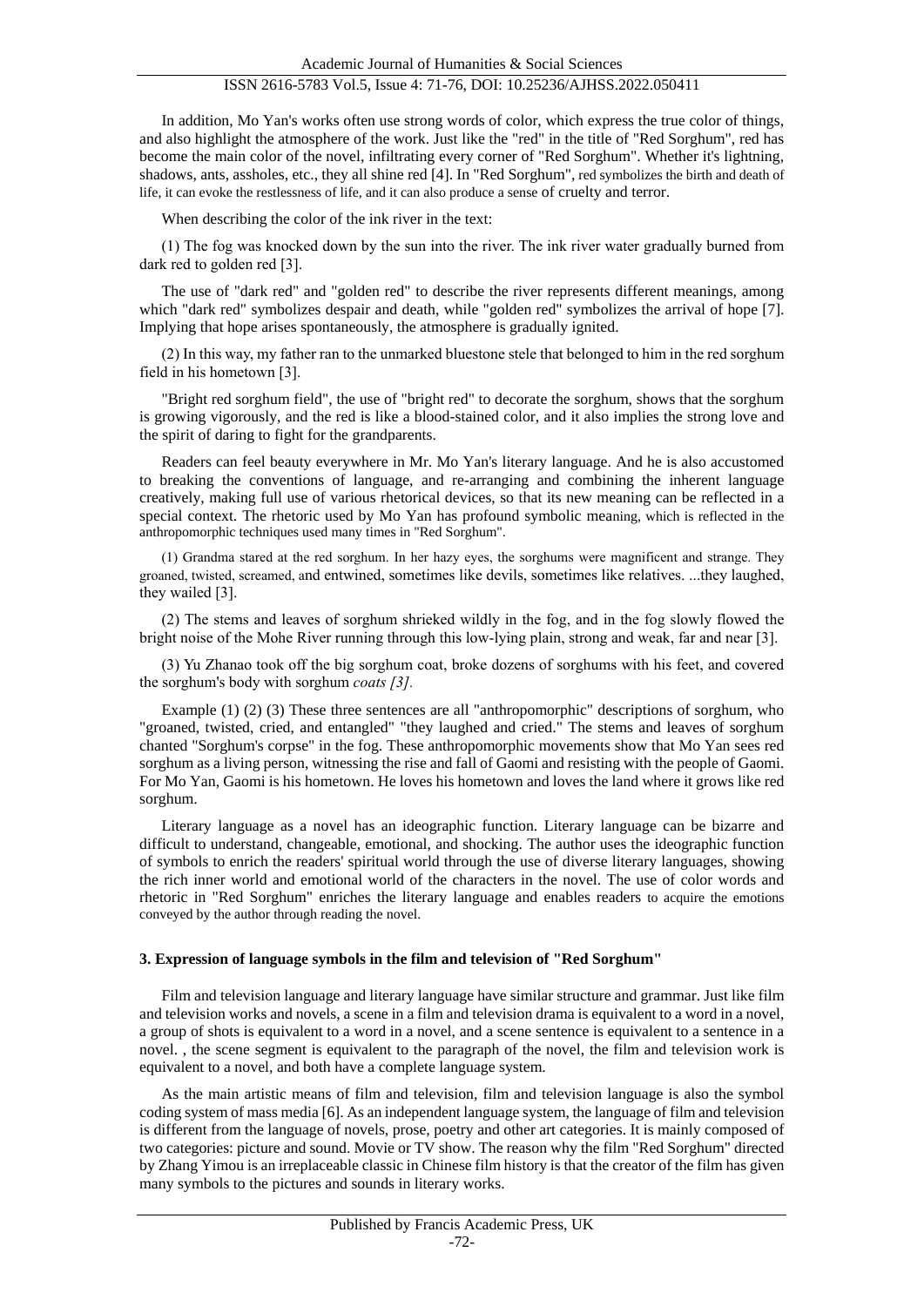In addition, Mo Yan's works often use strong words of color, which express the true color of things, and also highlight the atmosphere of the work. Just like the "red" in the title of "Red Sorghum", red has become the main color of the novel, infiltrating every corner of "Red Sorghum". Whether it's lightning, shadows, ants, assholes, etc., they all shine red [4]. In "Red Sorghum", red symbolizes the birth and death of life, it can evoke the restlessness of life, and it can also produce a sense of cruelty and terror.

When describing the color of the ink river in the text:

(1) The fog was knocked down by the sun into the river. The ink river water gradually burned from dark red to golden red [3].

The use of "dark red" and "golden red" to describe the river represents different meanings, among which "dark red" symbolizes despair and death, while "golden red" symbolizes the arrival of hope [7]. Implying that hope arises spontaneously, the atmosphere is gradually ignited.

(2) In this way, my father ran to the unmarked bluestone stele that belonged to him in the red sorghum field in his hometown [3].

"Bright red sorghum field", the use of "bright red" to decorate the sorghum, shows that the sorghum is growing vigorously, and the red is like a blood-stained color, and it also implies the strong love and the spirit of daring to fight for the grandparents.

Readers can feel beauty everywhere in Mr. Mo Yan's literary language. And he is also accustomed to breaking the conventions of language, and re-arranging and combining the inherent language creatively, making full use of various rhetorical devices, so that its new meaning can be reflected in a special context. The rhetoric used by Mo Yan has profound symbolic meaning, which is reflected in the anthropomorphic techniques used many times in "Red Sorghum".

(1) Grandma stared at the red sorghum. In her hazy eyes, the sorghums were magnificent and strange. They groaned, twisted, screamed, and entwined, sometimes like devils, sometimes like relatives. ...they laughed, they wailed [3].

(2) The stems and leaves of sorghum shrieked wildly in the fog, and in the fog slowly flowed the bright noise of the Mohe River running through this low-lying plain, strong and weak, far and near [3].

(3) Yu Zhanao took off the big sorghum coat, broke dozens of sorghums with his feet, and covered the sorghum's body with sorghum *coats [3].*

Example (1) (2) (3) These three sentences are all "anthropomorphic" descriptions of sorghum, who "groaned, twisted, cried, and entangled" "they laughed and cried." The stems and leaves of sorghum chanted "Sorghum's corpse" in the fog. These anthropomorphic movements show that Mo Yan sees red sorghum as a living person, witnessing the rise and fall of Gaomi and resisting with the people of Gaomi. For Mo Yan, Gaomi is his hometown. He loves his hometown and loves the land where it grows like red sorghum.

Literary language as a novel has an ideographic function. Literary language can be bizarre and difficult to understand, changeable, emotional, and shocking. The author uses the ideographic function of symbols to enrich the readers' spiritual world through the use of diverse literary languages, showing the rich inner world and emotional world of the characters in the novel. The use of color words and rhetoric in "Red Sorghum" enriches the literary language and enables readers to acquire the emotions conveyed by the author through reading the novel.

### 3. Expression of language symbols in the film and television of "Red Sorghum"

Film and television language and literary language have similar structure and grammar. Just like film and television works and novels, a scene in a film and television drama is equivalent to a word in a novel, a group of shots is equivalent to a word in a novel, and a scene sentence is equivalent to a sentence in a novel. , the scene segment is equivalent to the paragraph of the novel, the film and television work is equivalent to a novel, and both have a complete language system.

As the main artistic means of film and television, film and television language is also the symbol coding system of mass media [6]. As an independent language system, the language of film and television is different from the language of novels, prose, poetry and other art categories. It is mainly composed of two categories: picture and sound. Movie or TV show. The reason why the film "Red Sorghum" directed by Zhang Yimou is an irreplaceable classic in Chinese film history is that the creator of the film has given many symbols to the pictures and sounds in literary works.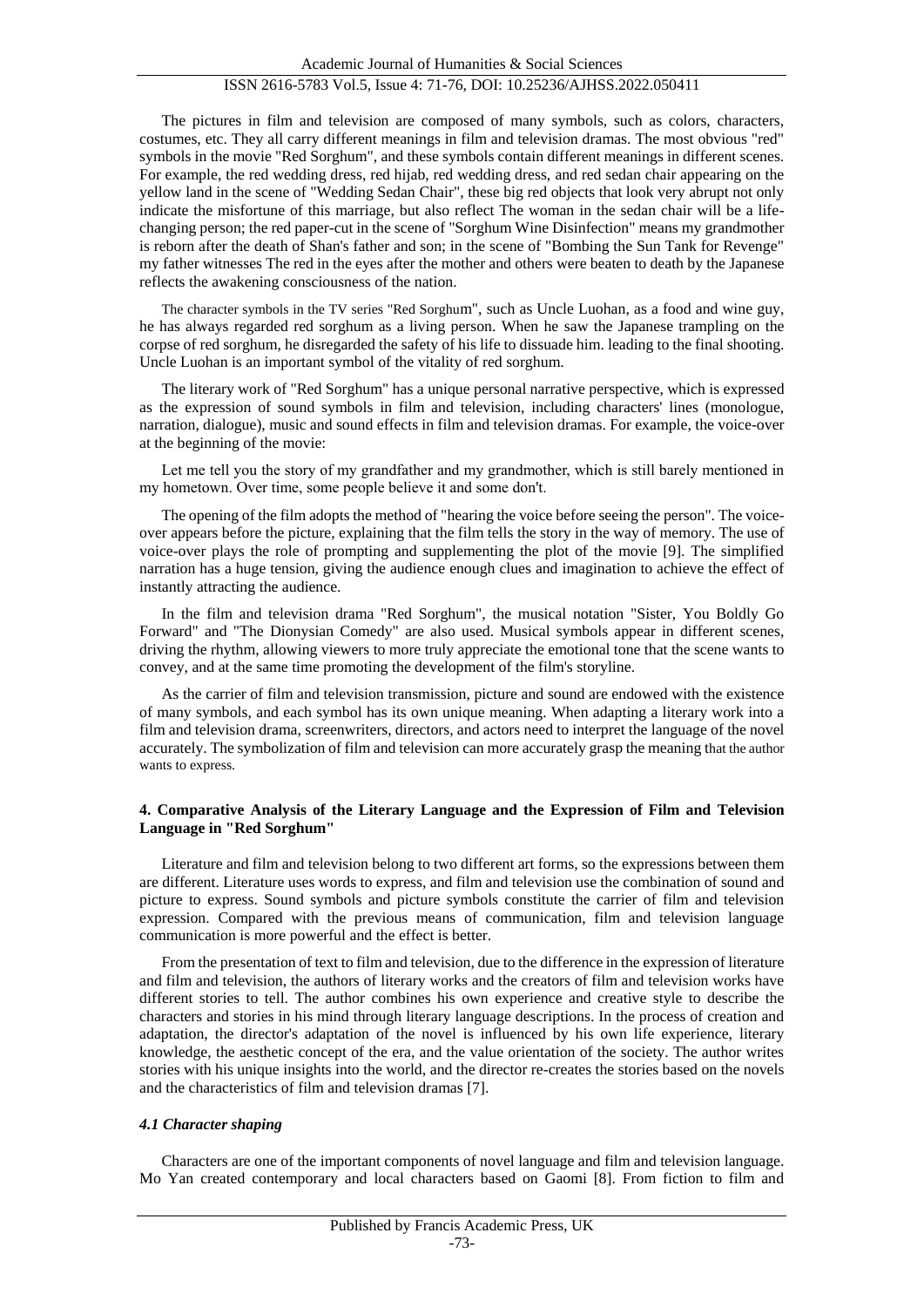The pictures in film and television are composed of many symbols, such as colors, characters, costumes, etc. They all carry different meanings in film and television dramas. The most obvious "red" symbols in the movie "Red Sorghum", and these symbols contain different meanings in different scenes. For example, the red wedding dress, red hijab, red wedding dress, and red sedan chair appearing on the yellow land in the scene of "Wedding Sedan Chair", these big red objects that look very abrupt not only indicate the misfortune of this marriage, but also reflect The woman in the sedan chair will be a life-changing person; the red paper-cut in the scene of "Sorghum Wine Disinfection" means my grandmother is reborn after the death of Shan's father and son; in the scene of "Bombing the Sun Tank for Revenge" my father witnesses The red in the eyes after the mother and others were beaten to death by the Japanese reflects the awakening consciousness of the nation.

The character symbols in the TV series "Red Sorghum", such as Uncle Luohan, as a food and wine guy, he has always regarded red sorghum as a living person. When he saw the Japanese trampling on the corpse of red sorghum, he disregarded the safety of his life to dissuade him. leading to the final shooting. Uncle Luohan is an important symbol of the vitality of red sorghum.

The literary work of "Red Sorghum" has a unique personal narrative perspective, which is expressed as the expression of sound symbols in film and television, including characters' lines (monologue, narration, dialogue), music and sound effects in film and television dramas. For example, the voice-over at the beginning of the movie:

Let me tell you the story of my grandfather and my grandmother, which is still barely mentioned in my hometown. Over time, some people believe it and some don't.

The opening of the film adopts the method of "hearing the voice before seeing the person". The voice-over appears before the picture, explaining that the film tells the story in the way of memory. The use of voice-over plays the role of prompting and supplementing the plot of the movie [9]. The simplified narration has a huge tension, giving the audience enough clues and imagination to achieve the effect of instantly attracting the audience.

In the film and television drama "Red Sorghum", the musical notation "Sister, You Boldly Go Forward" and "The Dionysian Comedy" are also used. Musical symbols appear in different scenes, driving the rhythm, allowing viewers to more truly appreciate the emotional tone that the scene wants to convey, and at the same time promoting the development of the film's storyline.

As the carrier of film and television transmission, picture and sound are endowed with the existence of many symbols, and each symbol has its own unique meaning. When adapting a literary work into a film and television drama, screenwriters, directors, and actors need to interpret the language of the novel accurately. The symbolization of film and television can more accurately grasp the meaning that the author wants to express.

## 4. Comparative Analysis of the Literary Language and the Expression of Film and Television Language in "Red Sorghum"

Literature and film and television belong to two different art forms, so the expressions between them are different. Literature uses words to express, and film and television use the combination of sound and picture to express. Sound symbols and picture symbols constitute the carrier of film and television expression. Compared with the previous means of communication, film and television language communication is more powerful and the effect is better.

From the presentation of text to film and television, due to the difference in the expression of literature and film and television, the authors of literary works and the creators of film and television works have different stories to tell. The author combines his own experience and creative style to describe the characters and stories in his mind through literary language descriptions. In the process of creation and adaptation, the director's adaptation of the novel is influenced by his own life experience, literary knowledge, the aesthetic concept of the era, and the value orientation of the society. The author writes stories with his unique insights into the world, and the director re-creates the stories based on the novels and the characteristics of film and television dramas [7].

### *4.1 Character shaping*

Characters are one of the important components of novel language and film and television language. Mo Yan created contemporary and local characters based on Gaomi [8]. From fiction to film and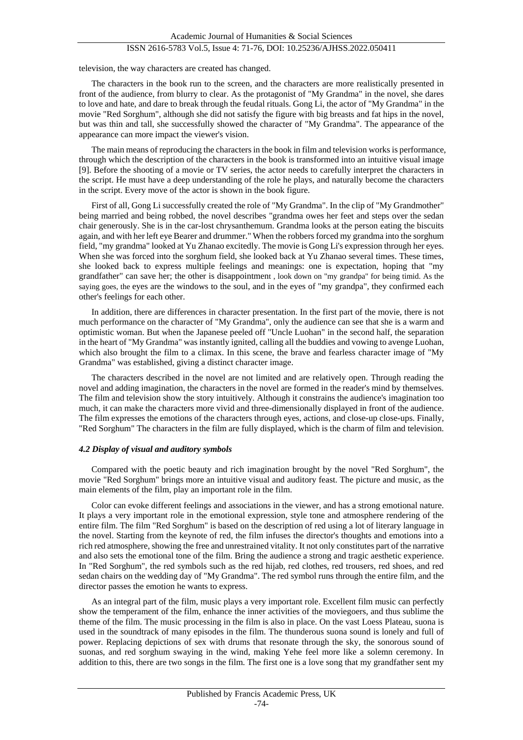television, the way characters are created has changed.

The characters in the book run to the screen, and the characters are more realistically presented in front of the audience, from blurry to clear. As the protagonist of "My Grandma" in the novel, she dares to love and hate, and dare to break through the feudal rituals. Gong Li, the actor of "My Grandma" in the movie "Red Sorghum", although she did not satisfy the figure with big breasts and fat hips in the novel, but was thin and tall, she successfully showed the character of "My Grandma". The appearance of the appearance can more impact the viewer's vision.

The main means of reproducing the characters in the book in film and television works is performance, through which the description of the characters in the book is transformed into an intuitive visual image [9]. Before the shooting of a movie or TV series, the actor needs to carefully interpret the characters in the script. He must have a deep understanding of the role he plays, and naturally become the characters in the script. Every move of the actor is shown in the book figure.

First of all, Gong Li successfully created the role of "My Grandma". In the clip of "My Grandmother" being married and being robbed, the novel describes "grandma owes her feet and steps over the sedan chair generously. She is in the car-lost chrysanthemum. Grandma looks at the person eating the biscuits again, and with her left eye Bearer and drummer." When the robbers forced my grandma into the sorghum field, "my grandma" looked at Yu Zhanao excitedly. The movie is Gong Li's expression through her eyes. When she was forced into the sorghum field, she looked back at Yu Zhanao several times. These times, she looked back to express multiple feelings and meanings: one is expectation, hoping that "my grandfather" can save her; the other is disappointment , look down on "my grandpa" for being timid. As the saying goes, the eyes are the windows to the soul, and in the eyes of "my grandpa", they confirmed each other's feelings for each other.

In addition, there are differences in character presentation. In the first part of the movie, there is not much performance on the character of "My Grandma", only the audience can see that she is a warm and optimistic woman. But when the Japanese peeled off "Uncle Luohan" in the second half, the separation in the heart of "My Grandma" was instantly ignited, calling all the buddies and vowing to avenge Luohan, which also brought the film to a climax. In this scene, the brave and fearless character image of "My Grandma" was established, giving a distinct character image.

The characters described in the novel are not limited and are relatively open. Through reading the novel and adding imagination, the characters in the novel are formed in the reader's mind by themselves. The film and television show the story intuitively. Although it constrains the audience's imagination too much, it can make the characters more vivid and three-dimensionally displayed in front of the audience. The film expresses the emotions of the characters through eyes, actions, and close-up close-ups. Finally, "Red Sorghum" The characters in the film are fully displayed, which is the charm of film and television.

### *4.2 Display of visual and auditory symbols*

Compared with the poetic beauty and rich imagination brought by the novel "Red Sorghum", the movie "Red Sorghum" brings more an intuitive visual and auditory feast. The picture and music, as the main elements of the film, play an important role in the film.

Color can evoke different feelings and associations in the viewer, and has a strong emotional nature. It plays a very important role in the emotional expression, style tone and atmosphere rendering of the entire film. The film "Red Sorghum" is based on the description of red using a lot of literary language in the novel. Starting from the keynote of red, the film infuses the director's thoughts and emotions into a rich red atmosphere, showing the free and unrestrained vitality. It not only constitutes part of the narrative and also sets the emotional tone of the film. Bring the audience a strong and tragic aesthetic experience. In "Red Sorghum", the red symbols such as the red hijab, red clothes, red trousers, red shoes, and red sedan chairs on the wedding day of "My Grandma". The red symbol runs through the entire film, and the director passes the emotion he wants to express.

As an integral part of the film, music plays a very important role. Excellent film music can perfectly show the temperament of the film, enhance the inner activities of the moviegoers, and thus sublime the theme of the film. The music processing in the film is also in place. On the vast Loess Plateau, suona is used in the soundtrack of many episodes in the film. The thunderous suona sound is lonely and full of power. Replacing depictions of sex with drums that resonate through the sky, the sonorous sound of suonas, and red sorghum swaying in the wind, making Yehe feel more like a solemn ceremony. In addition to this, there are two songs in the film. The first one is a love song that my grandfather sent my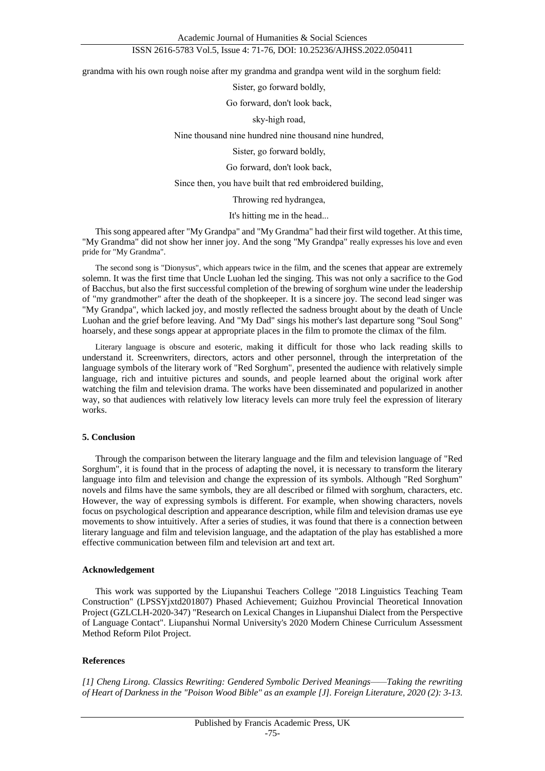grandma with his own rough noise after my grandma and grandpa went wild in the sorghum field:

Sister, go forward boldly,

Go forward, don't look back,

sky-high road,

Nine thousand nine hundred nine thousand nine hundred,

Sister, go forward boldly,

Go forward, don't look back,

Since then, you have built that red embroidered building,

Throwing red hydrangea,

It's hitting me in the head...

This song appeared after "My Grandpa" and "My Grandma" had their first wild together. At this time, "My Grandma" did not show her inner joy. And the song "My Grandpa" really expresses his love and even pride for "My Grandma".

The second song is "Dionysus", which appears twice in the film, and the scenes that appear are extremely solemn. It was the first time that Uncle Luohan led the singing. This was not only a sacrifice to the God of Bacchus, but also the first successful completion of the brewing of sorghum wine under the leadership of "my grandmother" after the death of the shopkeeper. It is a sincere joy. The second lead singer was "My Grandpa", which lacked joy, and mostly reflected the sadness brought about by the death of Uncle Luohan and the grief before leaving. And "My Dad" sings his mother's last departure song "Soul Song" hoarsely, and these songs appear at appropriate places in the film to promote the climax of the film.

Literary language is obscure and esoteric, making it difficult for those who lack reading skills to understand it. Screenwriters, directors, actors and other personnel, through the interpretation of the language symbols of the literary work of "Red Sorghum", presented the audience with relatively simple language, rich and intuitive pictures and sounds, and people learned about the original work after watching the film and television drama. The works have been disseminated and popularized in another way, so that audiences with relatively low literacy levels can more truly feel the expression of literary works.

## 5. Conclusion

Through the comparison between the literary language and the film and television language of "Red Sorghum", it is found that in the process of adapting the novel, it is necessary to transform the literary language into film and television and change the expression of its symbols. Although "Red Sorghum" novels and films have the same symbols, they are all described or filmed with sorghum, characters, etc. However, the way of expressing symbols is different. For example, when showing characters, novels focus on psychological description and appearance description, while film and television dramas use eye movements to show intuitively. After a series of studies, it was found that there is a connection between literary language and film and television language, and the adaptation of the play has established a more effective communication between film and television art and text art.

## Acknowledgement

This work was supported by the Liupanshui Teachers College "2018 Linguistics Teaching Team Construction" (LPSSYjxtd201807) Phased Achievement; Guizhou Provincial Theoretical Innovation Project (GZLCLH-2020-347) "Research on Lexical Changes in Liupanshui Dialect from the Perspective of Language Contact". Liupanshui Normal University's 2020 Modern Chinese Curriculum Assessment Method Reform Pilot Project.

## References

*[1] Cheng Lirong. Classics Rewriting: Gendered Symbolic Derived Meanings——Taking the rewriting of Heart of Darkness in the "Poison Wood Bible" as an example [J]. Foreign Literature, 2020 (2): 3-13.*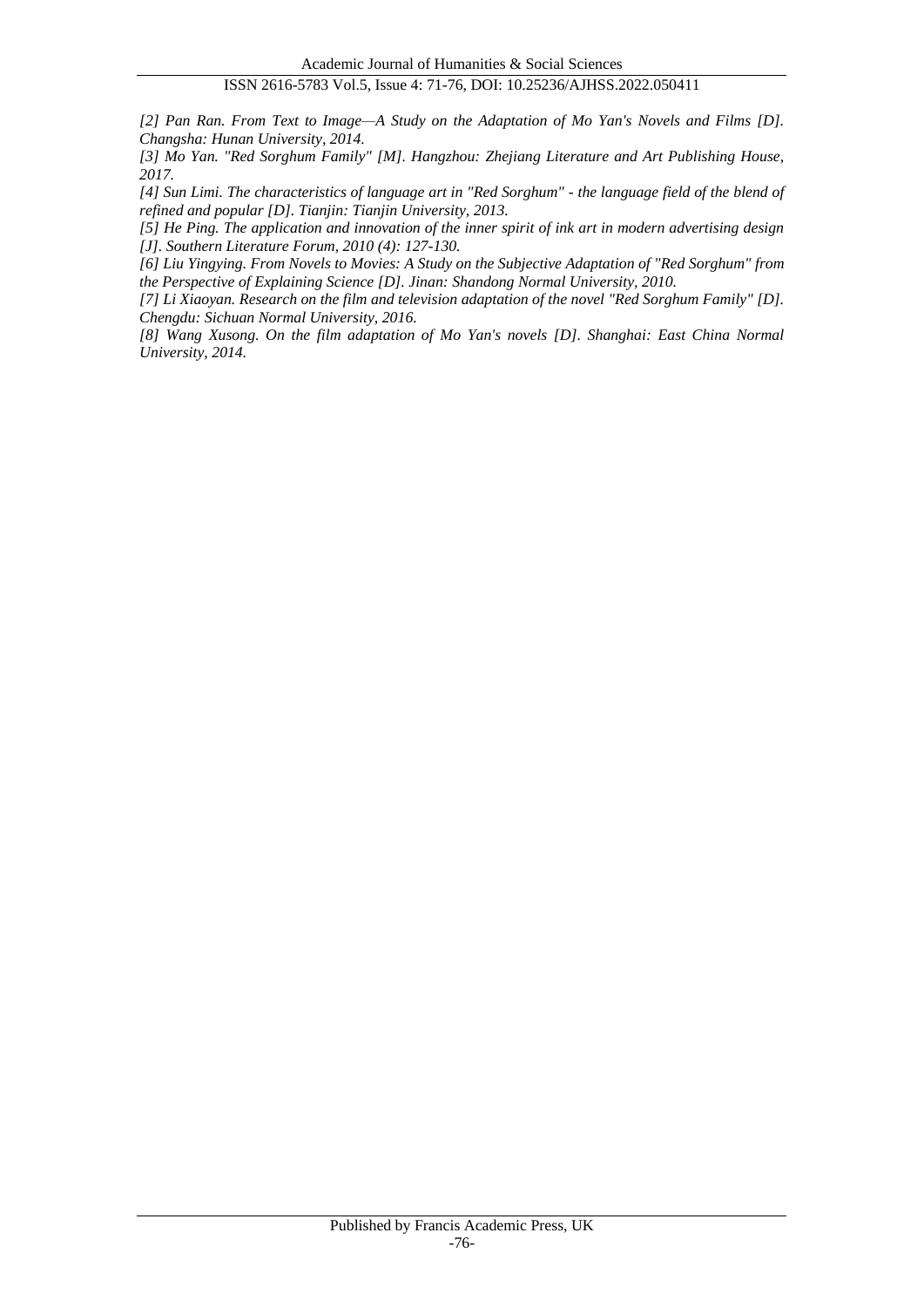*[2] Pan Ran. From Text to Image—A Study on the Adaptation of Mo Yan's Novels and Films [D]. Changsha: Hunan University, 2014.*

*[3] Mo Yan. "Red Sorghum Family" [M]. Hangzhou: Zhejiang Literature and Art Publishing House, 2017.*

*[4] Sun Limi. The characteristics of language art in "Red Sorghum" - the language field of the blend of refined and popular [D]. Tianjin: Tianjin University, 2013.*

*[5] He Ping. The application and innovation of the inner spirit of ink art in modern advertising design [J]. Southern Literature Forum, 2010 (4): 127-130.*

*[6] Liu Yingying. From Novels to Movies: A Study on the Subjective Adaptation of "Red Sorghum" from the Perspective of Explaining Science [D]. Jinan: Shandong Normal University, 2010.*

*[7] Li Xiaoyan. Research on the film and television adaptation of the novel "Red Sorghum Family" [D]. Chengdu: Sichuan Normal University, 2016.*

*[8] Wang Xusong. On the film adaptation of Mo Yan's novels [D]. Shanghai: East China Normal University, 2014.*